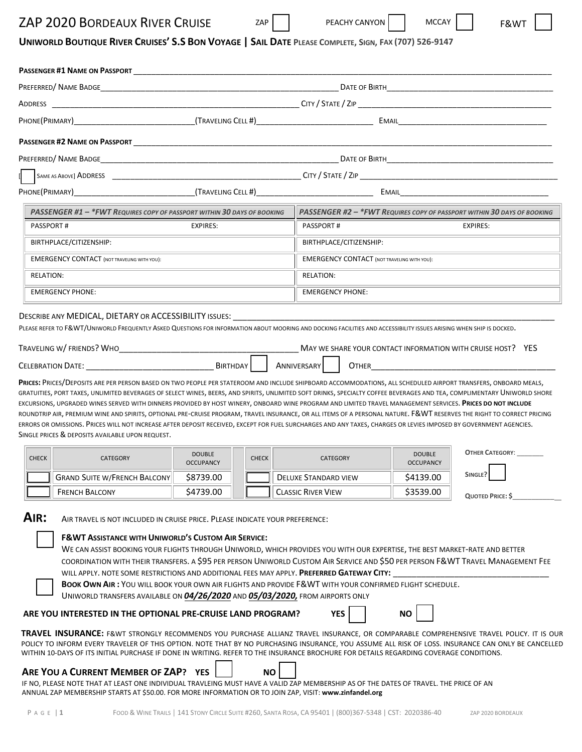# ZAP 2020 Bordeaux River Cruise

ZAP [ ] PEACHY CANYON [ ] MCCAY [ ] F&WT [ ]

**Uniworld Boutique River Cruises' S.S Bon Voyage | Sail Date** Please Complete, Sign, Fax (707) 526-9147

**Passenger #1 Name on Passport** ____________________

Preferred/ Name Badge____________________ Date of Birth____________________

Address ____________________ City / State / Zip ____________________

Phone(Primary)____________________(Traveling Cell #)____________________ Email____________________

**Passenger #2 Name on Passport** ____________________

Preferred/ Name Badge____________________ Date of Birth____________________

[ ] Same as Above] Address ____________________ City / State / Zip ____________________

Phone(Primary)____________________(Traveling Cell #)____________________ Email____________________

| *Passenger #1 – \*FWT Requires copy of passport within 30 days of booking* | | *Passenger #2 – \*FWT Requires copy of passport within 30 days of booking* | |
|---|---|---|---|
| Passport # | Expires: | Passport # | Expires: |
| Birthplace/Citizenship: | | Birthplace/Citizenship: | |
| Emergency Contact (not traveling with you): | | Emergency Contact (not traveling with you): | |
| Relation: | | Relation: | |
| Emergency Phone: | | Emergency Phone: | |

Describe any MEDICAL, DIETARY or ACCESSIBILITY issues: ____________________

Please refer to F&WT/Uniworld Frequently Asked Questions for information about mooring and docking facilities and accessibility issues arising when ship is docked.

Traveling w/ friends? Who____________________ May we share your contact information with cruise host? YES

Celebration Date: ____________________ Birthday [ ] Anniversary [ ] Other____________________

**Prices:** Prices/Deposits are per person based on two people per stateroom and include shipboard accommodations, all scheduled airport transfers, onboard meals, gratuities, port taxes, unlimited beverages of select wines, beers, and spirits, unlimited soft drinks, specialty coffee beverages and tea, complimentary Uniworld shore excursions, upgraded wines served with dinners provided by host winery, onboard wine program and limited travel management services. **Prices do not include** roundtrip air, premium wine and spirits, optional pre-cruise program, travel insurance, or all items of a personal nature. F&WT reserves the right to correct pricing errors or omissions. Prices will not increase after deposit received, except for fuel surcharges and any taxes, charges or levies imposed by government agencies. Single prices & deposits available upon request.

| Check | Category | Double Occupancy | Check | Category | Double Occupancy |
|---|---|---|---|---|---|
| [ ] | Grand Suite w/French Balcony | \$8739.00 | [ ] | Deluxe Standard view | \$4139.00 |
| [ ] | French Balcony | \$4739.00 | [ ] | Classic River View | \$3539.00 |

**Other Category**: ________

Single? [ ]

**Quoted Price: \$**____________

## Air:

Air travel is not included in cruise price. Please indicate your preference:

[ ] **F&WT Assistance with Uniworld's Custom Air Service:**
We can assist booking your flights through Uniworld, which provides you with our expertise, the best market-rate and better coordination with their transfers. A \$95 per person Uniworld Custom Air Service and \$50 per person F&WT Travel Management Fee will apply. Note some restrictions and additional fees may apply. **Preferred Gateway City:** ____________________

[ ] **Book Own Air :** You will book your own air flights and provide F&WT with your confirmed flight schedule.
Uniworld transfers available on ***04/26/2020*** and ***05/03/2020,*** from airports only

**ARE YOU INTERESTED IN THE OPTIONAL PRE-CRUISE LAND PROGRAM?** YES [ ] NO [ ]

**TRAVEL INSURANCE:** F&WT strongly recommends you purchase Allianz Travel Insurance, or comparable comprehensive travel policy. It is our policy to inform every traveler of this option. Note that by no purchasing insurance, you assume all risk of loss. Insurance can only be cancelled within 10-days of its initial purchase if done in writing. Refer to the insurance brochure for details regarding coverage conditions.

## Are You a Current Member of ZAP? YES [ ] NO [ ]

If no, please note that at least one individual travleing must have a valid ZAP membership as of the dates of travel. The price of an annual ZAP membership starts at \$50.00. For more information or to join ZAP, visit: **www.zinfandel.org**

Food & Wine Trails | 141 Stony Circle Suite #260, Santa Rosa, CA 95401 | (800)367-5348 | CST: 2020386-40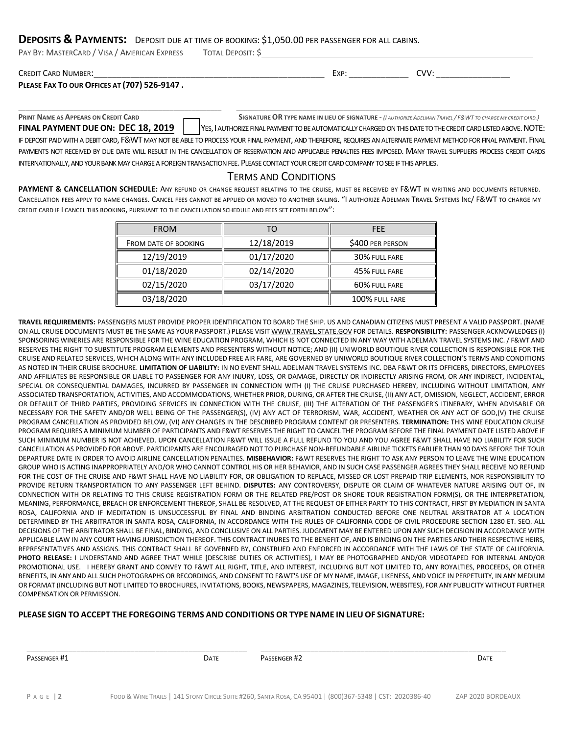## DEPOSITS & PAYMENTS: DEPOSIT DUE AT TIME OF BOOKING: $1,050.00 PER PASSENGER FOR ALL CABINS.

PAY BY: MASTERCARD / VISA / AMERICAN EXPRESS  TOTAL DEPOSIT: $_______________________________

CREDIT CARD NUMBER:_______________________________ EXP: ____________ CVV: ______________

**PLEASE FAX TO OUR OFFICES AT (707) 526-9147 .**

_______________________________  _______________________________

**PRINT NAME AS APPEARS ON CREDIT CARD**  **SIGNATURE OR TYPE NAME IN LIEU OF SIGNATURE** - *(I AUTHORIZE ADELMAN TRAVEL / F&WT TO CHARGE MY CREDIT CARD.)*

**FINAL PAYMENT DUE ON: DEC 18, 2019** ☐ YES, I AUTHORIZE FINAL PAYMENT TO BE AUTOMATICALLY CHARGED ON THIS DATE TO THE CREDIT CARD LISTED ABOVE. NOTE: IF DEPOSIT PAID WITH A DEBIT CARD, F&WT MAY NOT BE ABLE TO PROCESS YOUR FINAL PAYMENT, AND THEREFORE, REQUIRES AN ALTERNATE PAYMENT METHOD FOR FINAL PAYMENT. FINAL PAYMENTS NOT RECEIVED BY DUE DATE WILL RESULT IN THE CANCELLATION OF RESERVATION AND APPLICABLE PENALTIES FEES IMPOSED. MANY TRAVEL SUPPLIERS PROCESS CREDIT CARDS INTERNATIONALLY, AND YOUR BANK MAY CHARGE A FOREIGN TRANSACTION FEE. PLEASE CONTACT YOUR CREDIT CARD COMPANY TO SEE IF THIS APPLIES.

## TERMS AND CONDITIONS

**PAYMENT & CANCELLATION SCHEDULE:** ANY REFUND OR CHANGE REQUEST RELATING TO THE CRUISE, MUST BE RECEIVED BY F&WT IN WRITING AND DOCUMENTS RETURNED. CANCELLATION FEES APPLY TO NAME CHANGES. CANCEL FEES CANNOT BE APPLIED OR MOVED TO ANOTHER SAILING. "I AUTHORIZE ADELMAN TRAVEL SYSTEMS INC/ F&WT TO CHARGE MY CREDIT CARD IF I CANCEL THIS BOOKING, PURSUANT TO THE CANCELLATION SCHEDULE AND FEES SET FORTH BELOW":

| FROM | TO | FEE |
|---|---|---|
| FROM DATE OF BOOKING | 12/18/2019 | $400 PER PERSON |
| 12/19/2019 | 01/17/2020 | 30% FULL FARE |
| 01/18/2020 | 02/14/2020 | 45% FULL FARE |
| 02/15/2020 | 03/17/2020 | 60% FULL FARE |
| 03/18/2020 | | 100% FULL FARE |

**TRAVEL REQUIREMENTS:** PASSENGERS MUST PROVIDE PROPER IDENTIFICATION TO BOARD THE SHIP. US AND CANADIAN CITIZENS MUST PRESENT A VALID PASSPORT. (NAME ON ALL CRUISE DOCUMENTS MUST BE THE SAME AS YOUR PASSPORT.) PLEASE VISIT WWW.TRAVEL.STATE.GOV FOR DETAILS. **RESPONSIBILITY:** PASSENGER ACKNOWLEDGES (I) SPONSORING WINERIES ARE RESPONSIBLE FOR THE WINE EDUCATION PROGRAM, WHICH IS NOT CONNECTED IN ANY WAY WITH ADELMAN TRAVEL SYSTEMS INC. / F&WT AND RESERVES THE RIGHT TO SUBSTITUTE PROGRAM ELEMENTS AND PRESENTERS WITHOUT NOTICE; AND (II) UNIWORLD BOUTIQUE RIVER COLLECTION IS RESPONSIBLE FOR THE CRUISE AND RELATED SERVICES, WHICH ALONG WITH ANY INCLUDED FREE AIR FARE, ARE GOVERNED BY UNIWORLD BOUTIQUE RIVER COLLECTION'S TERMS AND CONDITIONS AS NOTED IN THEIR CRUISE BROCHURE. **LIMITATION OF LIABILITY:** IN NO EVENT SHALL ADELMAN TRAVEL SYSTEMS INC. DBA F&WT OR ITS OFFICERS, DIRECTORS, EMPLOYEES AND AFFILIATES BE RESPONSIBLE OR LIABLE TO PASSENGER FOR ANY INJURY, LOSS, OR DAMAGE, DIRECTLY OR INDIRECTLY ARISING FROM, OR ANY INDIRECT, INCIDENTAL, SPECIAL OR CONSEQUENTIAL DAMAGES, INCURRED BY PASSENGER IN CONNECTION WITH (I) THE CRUISE PURCHASED HEREBY, INCLUDING WITHOUT LIMITATION, ANY ASSOCIATED TRANSPORTATION, ACTIVITIES, AND ACCOMMODATIONS, WHETHER PRIOR, DURING, OR AFTER THE CRUISE, (II) ANY ACT, OMISSION, NEGLECT, ACCIDENT, ERROR OR DEFAULT OF THIRD PARTIES, PROVIDING SERVICES IN CONNECTION WITH THE CRUISE, (III) THE ALTERATION OF THE PASSENGER'S ITINERARY, WHEN ADVISABLE OR NECESSARY FOR THE SAFETY AND/OR WELL BEING OF THE PASSENGER(S), (IV) ANY ACT OF TERRORISM, WAR, ACCIDENT, WEATHER OR ANY ACT OF GOD,(V) THE CRUISE PROGRAM CANCELLATION AS PROVIDED BELOW, (VI) ANY CHANGES IN THE DESCRIBED PROGRAM CONTENT OR PRESENTERS. **TERMINATION:** THIS WINE EDUCATION CRUISE PROGRAM REQUIRES A MINIMUM NUMBER OF PARTICIPANTS AND F&WT RESERVES THE RIGHT TO CANCEL THE PROGRAM BEFORE THE FINAL PAYMENT DATE LISTED ABOVE IF SUCH MINIMUM NUMBER IS NOT ACHIEVED. UPON CANCELLATION F&WT WILL ISSUE A FULL REFUND TO YOU AND YOU AGREE F&WT SHALL HAVE NO LIABILITY FOR SUCH CANCELLATION AS PROVIDED FOR ABOVE. PARTICIPANTS ARE ENCOURAGED NOT TO PURCHASE NON-REFUNDABLE AIRLINE TICKETS EARLIER THAN 90 DAYS BEFORE THE TOUR DEPARTURE DATE IN ORDER TO AVOID AIRLINE CANCELLATION PENALTIES. **MISBEHAVIOR:** F&WT RESERVES THE RIGHT TO ASK ANY PERSON TO LEAVE THE WINE EDUCATION GROUP WHO IS ACTING INAPPROPRIATELY AND/OR WHO CANNOT CONTROL HIS OR HER BEHAVIOR, AND IN SUCH CASE PASSENGER AGREES THEY SHALL RECEIVE NO REFUND FOR THE COST OF THE CRUISE AND F&WT SHALL HAVE NO LIABILITY FOR, OR OBLIGATION TO REPLACE, MISSED OR LOST PREPAID TRIP ELEMENTS, NOR RESPONSIBILITY TO PROVIDE RETURN TRANSPORTATION TO ANY PASSENGER LEFT BEHIND. **DISPUTES:** ANY CONTROVERSY, DISPUTE OR CLAIM OF WHATEVER NATURE ARISING OUT OF, IN CONNECTION WITH OR RELATING TO THIS CRUISE REGISTRATION FORM OR THE RELATED PRE/POST OR SHORE TOUR REGISTRATION FORM(S), OR THE INTERPRETATION, MEANING, PERFORMANCE, BREACH OR ENFORCEMENT THEREOF, SHALL BE RESOLVED, AT THE REQUEST OF EITHER PARTY TO THIS CONTRACT, FIRST BY MEDIATION IN SANTA ROSA, CALIFORNIA AND IF MEDITATION IS UNSUCCESSFUL BY FINAL AND BINDING ARBITRATION CONDUCTED BEFORE ONE NEUTRAL ARBITRATOR AT A LOCATION DETERMINED BY THE ARBITRATOR IN SANTA ROSA, CALIFORNIA, IN ACCORDANCE WITH THE RULES OF CALIFORNIA CODE OF CIVIL PROCEDURE SECTION 1280 ET. SEQ. ALL DECISIONS OF THE ARBITRATOR SHALL BE FINAL, BINDING, AND CONCLUSIVE ON ALL PARTIES. JUDGMENT MAY BE ENTERED UPON ANY SUCH DECISION IN ACCORDANCE WITH APPLICABLE LAW IN ANY COURT HAVING JURISDICTION THEREOF. THIS CONTRACT INURES TO THE BENEFIT OF, AND IS BINDING ON THE PARTIES AND THEIR RESPECTIVE HEIRS, REPRESENTATIVES AND ASSIGNS. THIS CONTRACT SHALL BE GOVERNED BY, CONSTRUED AND ENFORCED IN ACCORDANCE WITH THE LAWS OF THE STATE OF CALIFORNIA. **PHOTO RELEASE:** I UNDERSTAND AND AGREE THAT WHILE [DESCRIBE DUTIES OR ACTIVITIES], I MAY BE PHOTOGRAPHED AND/OR VIDEOTAPED FOR INTERNAL AND/OR PROMOTIONAL USE. I HEREBY GRANT AND CONVEY TO F&WT ALL RIGHT, TITLE, AND INTEREST, INCLUDING BUT NOT LIMITED TO, ANY ROYALTIES, PROCEEDS, OR OTHER BENEFITS, IN ANY AND ALL SUCH PHOTOGRAPHS OR RECORDINGS, AND CONSENT TO F&WT'S USE OF MY NAME, IMAGE, LIKENESS, AND VOICE IN PERPETUITY, IN ANY MEDIUM OR FORMAT (INCLUDING BUT NOT LIMITED TO BROCHURES, INVITATIONS, BOOKS, NEWSPAPERS, MAGAZINES, TELEVISION, WEBSITES), FOR ANY PUBLICITY WITHOUT FURTHER COMPENSATION OR PERMISSION.

**PLEASE SIGN TO ACCEPT THE FOREGOING TERMS AND CONDITIONS OR TYPE NAME IN LIEU OF SIGNATURE:**

_______________________________  _______________________________

PASSENGER #1  DATE  PASSENGER #2  DATE

FOOD & WINE TRAILS | 141 STONY CIRCLE SUITE #260, SANTA ROSA, CA 95401 | (800)367-5348 | CST: 2020386-40  ZAP 2020 BORDEAUX